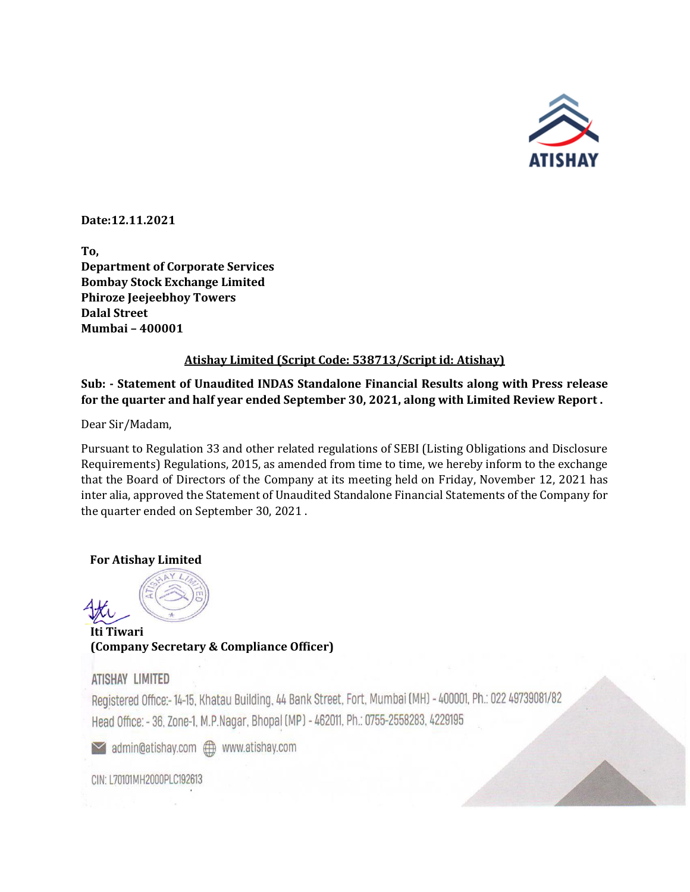ATISHAY

**Date:12.11.2021**

**To,**
**Department of Corporate Services**
**Bombay Stock Exchange Limited**
**Phiroze Jeejeebhoy Towers**
**Dalal Street**
**Mumbai – 400001**

**Atishay Limited (Script Code: 538713/Script id: Atishay)**

**Sub: - Statement of Unaudited INDAS Standalone Financial Results along with Press release for the quarter and half year ended September 30, 2021, along with Limited Review Report .**

Dear Sir/Madam,

Pursuant to Regulation 33 and other related regulations of SEBI (Listing Obligations and Disclosure Requirements) Regulations, 2015, as amended from time to time, we hereby inform to the exchange that the Board of Directors of the Company at its meeting held on Friday, November 12, 2021 has inter alia, approved the Statement of Unaudited Standalone Financial Statements of the Company for the quarter ended on September 30, 2021 .

**For Atishay Limited**

**Iti Tiwari**
**(Company Secretary & Compliance Officer)**

ATISHAY LIMITED
Registered Office:- 14-15, Khatau Building, 44 Bank Street, Fort, Mumbai (MH) - 400001, Ph.: 022 49739081/82
Head Office: - 36, Zone-1, M.P.Nagar, Bhopal (MP) - 462011, Ph.: 0755-2558283, 4229195
admin@atishay.com www.atishay.com
CIN: L70101MH2000PLC192613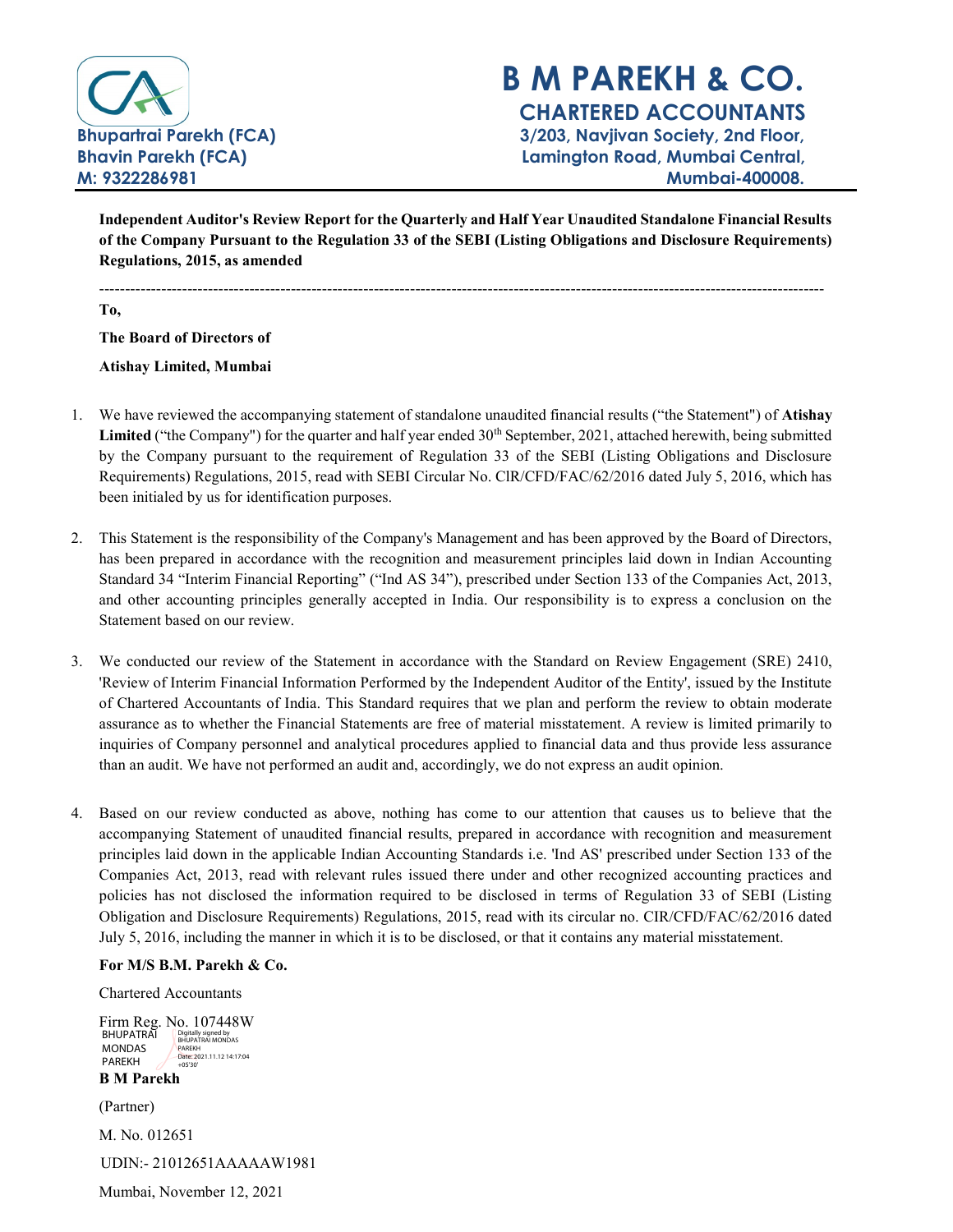# B M PAREKH & CO.

**CHARTERED ACCOUNTANTS**

Bhupartrai Parekh (FCA)
Bhavin Parekh (FCA)
M: 9322286981

3/203, Navjivan Society, 2nd Floor,
Lamington Road, Mumbai Central,
Mumbai-400008.

**Independent Auditor's Review Report for the Quarterly and Half Year Unaudited Standalone Financial Results of the Company Pursuant to the Regulation 33 of the SEBI (Listing Obligations and Disclosure Requirements) Regulations, 2015, as amended**

---

**To,**

**The Board of Directors of**

**Atishay Limited, Mumbai**

1. We have reviewed the accompanying statement of standalone unaudited financial results ("the Statement") of **Atishay Limited** ("the Company") for the quarter and half year ended 30th September, 2021, attached herewith, being submitted by the Company pursuant to the requirement of Regulation 33 of the SEBI (Listing Obligations and Disclosure Requirements) Regulations, 2015, read with SEBI Circular No. ClR/CFD/FAC/62/2016 dated July 5, 2016, which has been initialed by us for identification purposes.

2. This Statement is the responsibility of the Company's Management and has been approved by the Board of Directors, has been prepared in accordance with the recognition and measurement principles laid down in Indian Accounting Standard 34 "Interim Financial Reporting" ("Ind AS 34"), prescribed under Section 133 of the Companies Act, 2013, and other accounting principles generally accepted in India. Our responsibility is to express a conclusion on the Statement based on our review.

3. We conducted our review of the Statement in accordance with the Standard on Review Engagement (SRE) 2410, 'Review of Interim Financial Information Performed by the Independent Auditor of the Entity', issued by the Institute of Chartered Accountants of India. This Standard requires that we plan and perform the review to obtain moderate assurance as to whether the Financial Statements are free of material misstatement. A review is limited primarily to inquiries of Company personnel and analytical procedures applied to financial data and thus provide less assurance than an audit. We have not performed an audit and, accordingly, we do not express an audit opinion.

4. Based on our review conducted as above, nothing has come to our attention that causes us to believe that the accompanying Statement of unaudited financial results, prepared in accordance with recognition and measurement principles laid down in the applicable Indian Accounting Standards i.e. 'Ind AS' prescribed under Section 133 of the Companies Act, 2013, read with relevant rules issued there under and other recognized accounting practices and policies has not disclosed the information required to be disclosed in terms of Regulation 33 of SEBI (Listing Obligation and Disclosure Requirements) Regulations, 2015, read with its circular no. CIR/CFD/FAC/62/2016 dated July 5, 2016, including the manner in which it is to be disclosed, or that it contains any material misstatement.

**For M/S B.M. Parekh & Co.**

Chartered Accountants

Firm Reg. No. 107448W

BHUPATRAI MONDAS PAREKH
Digitally signed by BHUPATRAI MONDAS PAREKH
Date: 2021.11.12 14:17:04 +05'30'

**B M Parekh**

(Partner)

M. No. 012651

UDIN:- 21012651AAAAAW1981

Mumbai, November 12, 2021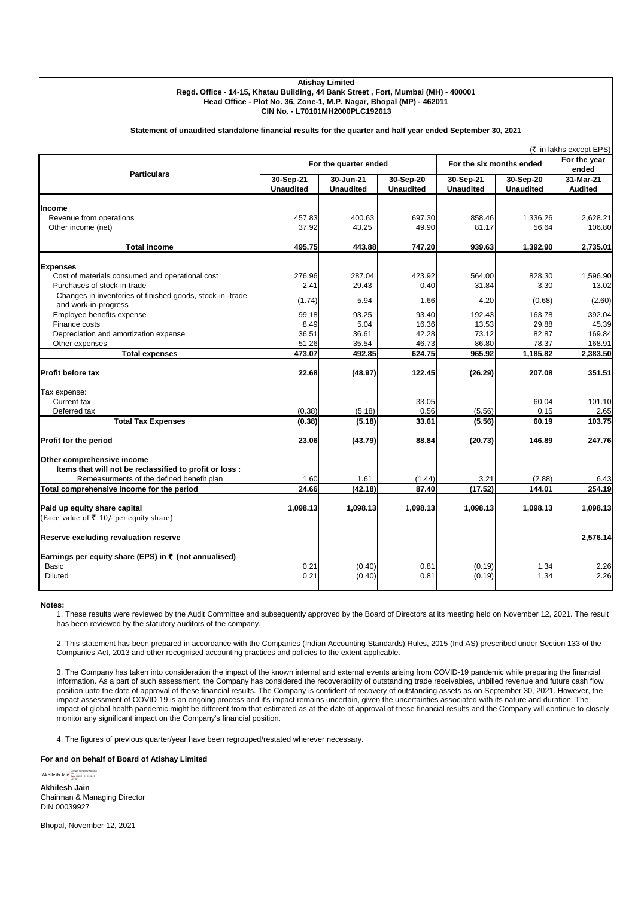**Atishay Limited**
**Regd. Office - 14-15, Khatau Building, 44 Bank Street , Fort, Mumbai (MH) - 400001**
**Head Office - Plot No. 36, Zone-1, M.P. Nagar, Bhopal (MP) - 462011**
**CIN No. - L70101MH2000PLC192613**

**Statement of unaudited standalone financial results for the quarter and half year ended September 30, 2021**

(₹ in lakhs except EPS)

| Particulars | For the quarter ended | | | For the six months ended | | For the year ended |
|---|---|---|---|---|---|---|
| | 30-Sep-21 | 30-Jun-21 | 30-Sep-20 | 30-Sep-21 | 30-Sep-20 | 31-Mar-21 |
| | Unaudited | Unaudited | Unaudited | Unaudited | Unaudited | Audited |
| **Income** | | | | | | |
| Revenue from operations | 457.83 | 400.63 | 697.30 | 858.46 | 1,336.26 | 2,628.21 |
| Other income (net) | 37.92 | 43.25 | 49.90 | 81.17 | 56.64 | 106.80 |
| **Total income** | **495.75** | **443.88** | **747.20** | **939.63** | **1,392.90** | **2,735.01** |
| **Expenses** | | | | | | |
| Cost of materials consumed and operational cost | 276.96 | 287.04 | 423.92 | 564.00 | 828.30 | 1,596.90 |
| Purchases of stock-in-trade | 2.41 | 29.43 | 0.40 | 31.84 | 3.30 | 13.02 |
| Changes in inventories of finished goods, stock-in -trade and work-in-progress | (1.74) | 5.94 | 1.66 | 4.20 | (0.68) | (2.60) |
| Employee benefits expense | 99.18 | 93.25 | 93.40 | 192.43 | 163.78 | 392.04 |
| Finance costs | 8.49 | 5.04 | 16.36 | 13.53 | 29.88 | 45.39 |
| Depreciation and amortization expense | 36.51 | 36.61 | 42.28 | 73.12 | 82.87 | 169.84 |
| Other expenses | 51.26 | 35.54 | 46.73 | 86.80 | 78.37 | 168.91 |
| **Total expenses** | **473.07** | **492.85** | **624.75** | **965.92** | **1,185.82** | **2,383.50** |
| **Profit before tax** | **22.68** | **(48.97)** | **122.45** | **(26.29)** | **207.08** | **351.51** |
| Tax expense: | | | | | | |
| Current tax | - | - | 33.05 | - | 60.04 | 101.10 |
| Deferred tax | (0.38) | (5.18) | 0.56 | (5.56) | 0.15 | 2.65 |
| **Total Tax Expenses** | **(0.38)** | **(5.18)** | **33.61** | **(5.56)** | **60.19** | **103.75** |
| **Profit for the period** | **23.06** | **(43.79)** | **88.84** | **(20.73)** | **146.89** | **247.76** |
| **Other comprehensive income** | | | | | | |
| **Items that will not be reclassified to profit or loss :** | | | | | | |
| Remeasurments of the defined benefit plan | 1.60 | 1.61 | (1.44) | 3.21 | (2.88) | 6.43 |
| **Total comprehensive income for the period** | **24.66** | **(42.18)** | **87.40** | **(17.52)** | **144.01** | **254.19** |
| **Paid up equity share capital** (Face value of ₹ 10/- per equity share) | **1,098.13** | **1,098.13** | **1,098.13** | **1,098.13** | **1,098.13** | **1,098.13** |
| **Reserve excluding revaluation reserve** | | | | | | **2,576.14** |
| **Earnings per equity share (EPS) in ₹ (not annualised)** | | | | | | |
| Basic | 0.21 | (0.40) | 0.81 | (0.19) | 1.34 | 2.26 |
| Diluted | 0.21 | (0.40) | 0.81 | (0.19) | 1.34 | 2.26 |

**Notes:**

1. These results were reviewed by the Audit Committee and subsequently approved by the Board of Directors at its meeting held on November 12, 2021. The result has been reviewed by the statutory auditors of the company.

2. This statement has been prepared in accordance with the Companies (Indian Accounting Standards) Rules, 2015 (Ind AS) prescribed under Section 133 of the Companies Act, 2013 and other recognised accounting practices and policies to the extent applicable.

3. The Company has taken into consideration the impact of the known internal and external events arising from COVID-19 pandemic while preparing the financial information. As a part of such assessment, the Company has considered the recoverability of outstanding trade receivables, unbilled revenue and future cash flow position upto the date of approval of these financial results. The Company is confident of recovery of outstanding assets as on September 30, 2021. However, the impact assessment of COVID-19 is an ongoing process and it's impact remains uncertain, given the uncertainties associated with its nature and duration. The impact of global health pandemic might be different from that estimated as at the date of approval of these financial results and the Company will continue to closely monitor any significant impact on the Company's financial position.

4. The figures of previous quarter/year have been regrouped/restated wherever necessary.

**For and on behalf of Board of Atishay Limited**

Akhilesh Jain

**Akhilesh Jain**
Chairman & Managing Director
DIN 00039927

Bhopal, November 12, 2021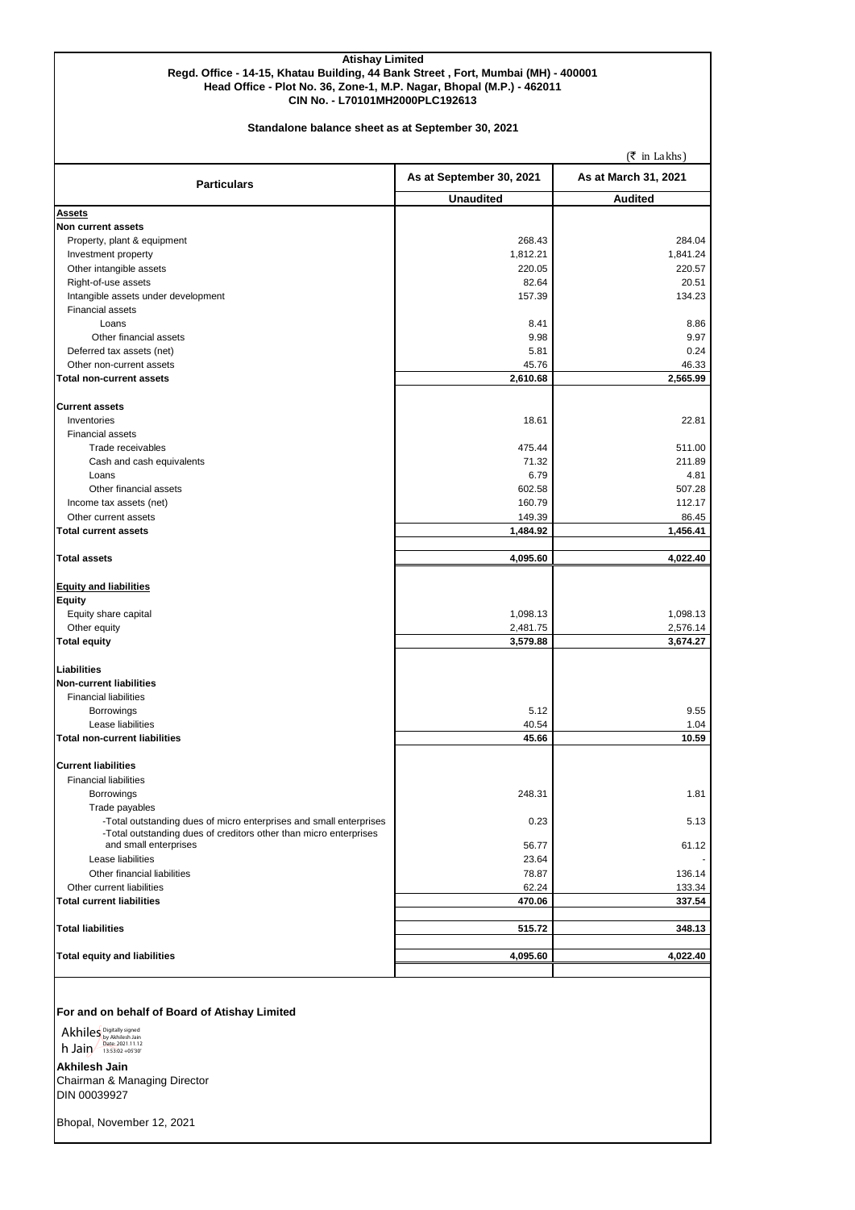**Atishay Limited**
**Regd. Office - 14-15, Khatau Building, 44 Bank Street , Fort, Mumbai (MH) - 400001**
**Head Office - Plot No. 36, Zone-1, M.P. Nagar, Bhopal (M.P.) - 462011**
**CIN No. - L70101MH2000PLC192613**

**Standalone balance sheet as at September 30, 2021**

(₹ in Lakhs)

| Particulars | As at September 30, 2021 | As at March 31, 2021 |
|---|---|---|
| | **Unaudited** | **Audited** |
| **Assets** | | |
| **Non current assets** | | |
| Property, plant & equipment | 268.43 | 284.04 |
| Investment property | 1,812.21 | 1,841.24 |
| Other intangible assets | 220.05 | 220.57 |
| Right-of-use assets | 82.64 | 20.51 |
| Intangible assets under development | 157.39 | 134.23 |
| Financial assets | | |
| Loans | 8.41 | 8.86 |
| Other financial assets | 9.98 | 9.97 |
| Deferred tax assets (net) | 5.81 | 0.24 |
| Other non-current assets | 45.76 | 46.33 |
| **Total non-current assets** | **2,610.68** | **2,565.99** |
| **Current assets** | | |
| Inventories | 18.61 | 22.81 |
| Financial assets | | |
| Trade receivables | 475.44 | 511.00 |
| Cash and cash equivalents | 71.32 | 211.89 |
| Loans | 6.79 | 4.81 |
| Other financial assets | 602.58 | 507.28 |
| Income tax assets (net) | 160.79 | 112.17 |
| Other current assets | 149.39 | 86.45 |
| **Total current assets** | **1,484.92** | **1,456.41** |
| **Total assets** | **4,095.60** | **4,022.40** |
| **Equity and liabilities** | | |
| **Equity** | | |
| Equity share capital | 1,098.13 | 1,098.13 |
| Other equity | 2,481.75 | 2,576.14 |
| **Total equity** | **3,579.88** | **3,674.27** |
| **Liabilities** | | |
| **Non-current liabilities** | | |
| Financial liabilities | | |
| Borrowings | 5.12 | 9.55 |
| Lease liabilities | 40.54 | 1.04 |
| **Total non-current liabilities** | **45.66** | **10.59** |
| **Current liabilities** | | |
| Financial liabilities | | |
| Borrowings | 248.31 | 1.81 |
| Trade payables | | |
| -Total outstanding dues of micro enterprises and small enterprises | 0.23 | 5.13 |
| -Total outstanding dues of creditors other than micro enterprises and small enterprises | 56.77 | 61.12 |
| Lease liabilities | 23.64 | - |
| Other financial liabilities | 78.87 | 136.14 |
| Other current liabilities | 62.24 | 133.34 |
| **Total current liabilities** | **470.06** | **337.54** |
| **Total liabilities** | **515.72** | **348.13** |
| **Total equity and liabilities** | **4,095.60** | **4,022.40** |

**For and on behalf of Board of Atishay Limited**

Akhilesh Jain (Digitally signed by Akhilesh Jain Date: 2021.11.12 13:53:02 +05'30')

**Akhilesh Jain**
Chairman & Managing Director
DIN 00039927

Bhopal, November 12, 2021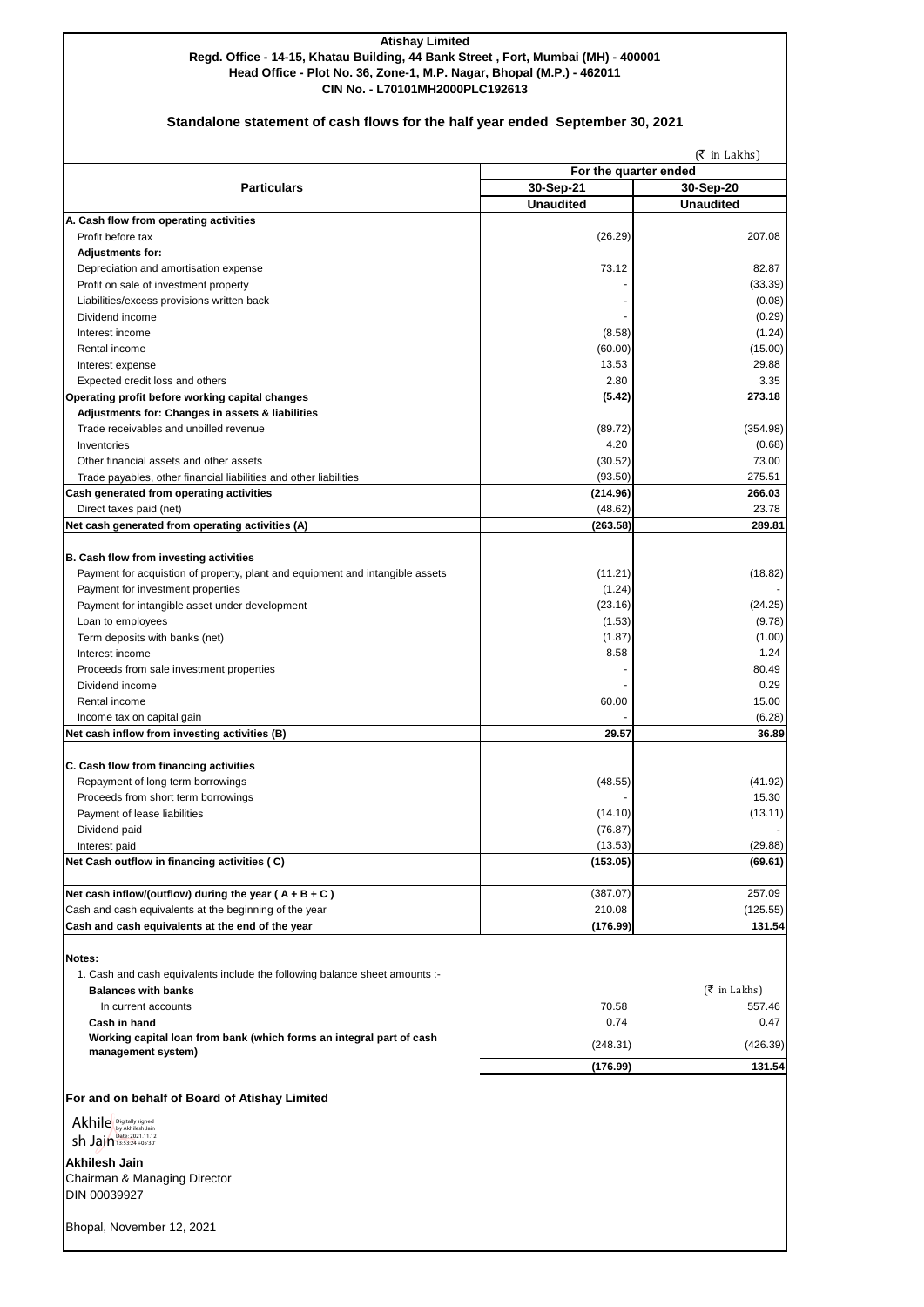**Atishay Limited**
**Regd. Office - 14-15, Khatau Building, 44 Bank Street , Fort, Mumbai (MH) - 400001**
**Head Office - Plot No. 36, Zone-1, M.P. Nagar, Bhopal (M.P.) - 462011**
**CIN No. - L70101MH2000PLC192613**

## Standalone statement of cash flows for the half year ended September 30, 2021

(₹ in Lakhs)

| Particulars | For the quarter ended | |
|---|---|---|
| | 30-Sep-21 | 30-Sep-20 |
| | Unaudited | Unaudited |
| **A. Cash flow from operating activities** | | |
| Profit before tax | (26.29) | 207.08 |
| **Adjustments for:** | | |
| Depreciation and amortisation expense | 73.12 | 82.87 |
| Profit on sale of investment property | - | (33.39) |
| Liabilities/excess provisions written back | - | (0.08) |
| Dividend income | - | (0.29) |
| Interest income | (8.58) | (1.24) |
| Rental income | (60.00) | (15.00) |
| Interest expense | 13.53 | 29.88 |
| Expected credit loss and others | 2.80 | 3.35 |
| **Operating profit before working capital changes** | **(5.42)** | **273.18** |
| **Adjustments for: Changes in assets & liabilities** | | |
| Trade receivables and unbilled revenue | (89.72) | (354.98) |
| Inventories | 4.20 | (0.68) |
| Other financial assets and other assets | (30.52) | 73.00 |
| Trade payables, other financial liabilities and other liabilities | (93.50) | 275.51 |
| **Cash generated from operating activities** | **(214.96)** | **266.03** |
| Direct taxes paid (net) | (48.62) | 23.78 |
| **Net cash generated from operating activities (A)** | **(263.58)** | **289.81** |
| **B. Cash flow from investing activities** | | |
| Payment for acquistion of property, plant and equipment and intangible assets | (11.21) | (18.82) |
| Payment for investment properties | (1.24) | - |
| Payment for intangible asset under development | (23.16) | (24.25) |
| Loan to employees | (1.53) | (9.78) |
| Term deposits with banks (net) | (1.87) | (1.00) |
| Interest income | 8.58 | 1.24 |
| Proceeds from sale investment properties | - | 80.49 |
| Dividend income | - | 0.29 |
| Rental income | 60.00 | 15.00 |
| Income tax on capital gain | - | (6.28) |
| **Net cash inflow from investing activities (B)** | **29.57** | **36.89** |
| **C. Cash flow from financing activities** | | |
| Repayment of long term borrowings | (48.55) | (41.92) |
| Proceeds from short term borrowings | - | 15.30 |
| Payment of lease liabilities | (14.10) | (13.11) |
| Dividend paid | (76.87) | - |
| Interest paid | (13.53) | (29.88) |
| **Net Cash outflow in financing activities ( C)** | **(153.05)** | **(69.61)** |
| **Net cash inflow/(outflow) during the year ( A + B + C )** | (387.07) | 257.09 |
| Cash and cash equivalents at the beginning of the year | 210.08 | (125.55) |
| **Cash and cash equivalents at the end of the year** | **(176.99)** | **131.54** |

**Notes:**

1. Cash and cash equivalents include the following balance sheet amounts :-

(₹ in Lakhs)

| | | |
|---|---|---|
| **Balances with banks** | | |
| In current accounts | 70.58 | 557.46 |
| **Cash in hand** | 0.74 | 0.47 |
| **Working capital loan from bank (which forms an integral part of cash management system)** | (248.31) | (426.39) |
| | **(176.99)** | **131.54** |

**For and on behalf of Board of Atishay Limited**

Akhilesh Jain (Digitally signed by Akhilesh Jain, Date: 2021.11.12 13:53:24 +05'30')

**Akhilesh Jain**
Chairman & Managing Director
DIN 00039927

Bhopal, November 12, 2021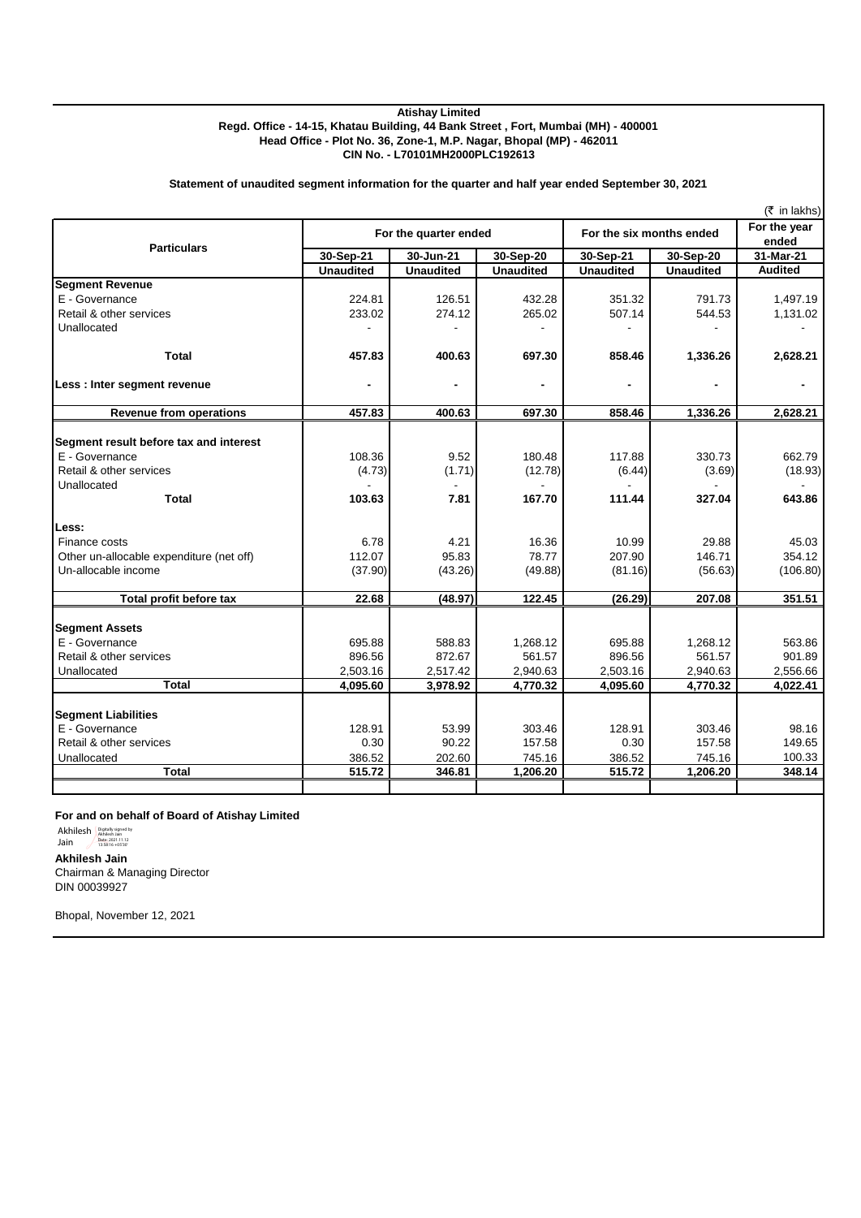**Atishay Limited**

**Regd. Office - 14-15, Khatau Building, 44 Bank Street , Fort, Mumbai (MH) - 400001**

**Head Office - Plot No. 36, Zone-1, M.P. Nagar, Bhopal (MP) - 462011**

**CIN No. - L70101MH2000PLC192613**

**Statement of unaudited segment information for the quarter and half year ended September 30, 2021**

(₹ in lakhs)

| Particulars | For the quarter ended | | | For the six months ended | | For the year ended |
|---|---|---|---|---|---|---|
| | 30-Sep-21 | 30-Jun-21 | 30-Sep-20 | 30-Sep-21 | 30-Sep-20 | 31-Mar-21 |
| | Unaudited | Unaudited | Unaudited | Unaudited | Unaudited | Audited |
| **Segment Revenue** | | | | | | |
| E - Governance | 224.81 | 126.51 | 432.28 | 351.32 | 791.73 | 1,497.19 |
| Retail & other services | 233.02 | 274.12 | 265.02 | 507.14 | 544.53 | 1,131.02 |
| Unallocated | - | - | - | - | - | - |
| **Total** | **457.83** | **400.63** | **697.30** | **858.46** | **1,336.26** | **2,628.21** |
| **Less : Inter segment revenue** | **-** | **-** | **-** | **-** | **-** | **-** |
| **Revenue from operations** | **457.83** | **400.63** | **697.30** | **858.46** | **1,336.26** | **2,628.21** |
| **Segment result before tax and interest** | | | | | | |
| E - Governance | 108.36 | 9.52 | 180.48 | 117.88 | 330.73 | 662.79 |
| Retail & other services | (4.73) | (1.71) | (12.78) | (6.44) | (3.69) | (18.93) |
| Unallocated | - | - | - | - | - | - |
| **Total** | **103.63** | **7.81** | **167.70** | **111.44** | **327.04** | **643.86** |
| **Less:** | | | | | | |
| Finance costs | 6.78 | 4.21 | 16.36 | 10.99 | 29.88 | 45.03 |
| Other un-allocable expenditure (net off) | 112.07 | 95.83 | 78.77 | 207.90 | 146.71 | 354.12 |
| Un-allocable income | (37.90) | (43.26) | (49.88) | (81.16) | (56.63) | (106.80) |
| **Total profit before tax** | **22.68** | **(48.97)** | **122.45** | **(26.29)** | **207.08** | **351.51** |
| **Segment Assets** | | | | | | |
| E - Governance | 695.88 | 588.83 | 1,268.12 | 695.88 | 1,268.12 | 563.86 |
| Retail & other services | 896.56 | 872.67 | 561.57 | 896.56 | 561.57 | 901.89 |
| Unallocated | 2,503.16 | 2,517.42 | 2,940.63 | 2,503.16 | 2,940.63 | 2,556.66 |
| **Total** | **4,095.60** | **3,978.92** | **4,770.32** | **4,095.60** | **4,770.32** | **4,022.41** |
| **Segment Liabilities** | | | | | | |
| E - Governance | 128.91 | 53.99 | 303.46 | 128.91 | 303.46 | 98.16 |
| Retail & other services | 0.30 | 90.22 | 157.58 | 0.30 | 157.58 | 149.65 |
| Unallocated | 386.52 | 202.60 | 745.16 | 386.52 | 745.16 | 100.33 |
| **Total** | **515.72** | **346.81** | **1,206.20** | **515.72** | **1,206.20** | **348.14** |

**For and on behalf of Board of Atishay Limited**

Akhilesh Jain — Digitally signed by Akhilesh Jain Date: 2021.11.12 13:58:16 +05'30'

**Akhilesh Jain**
Chairman & Managing Director
DIN 00039927

Bhopal, November 12, 2021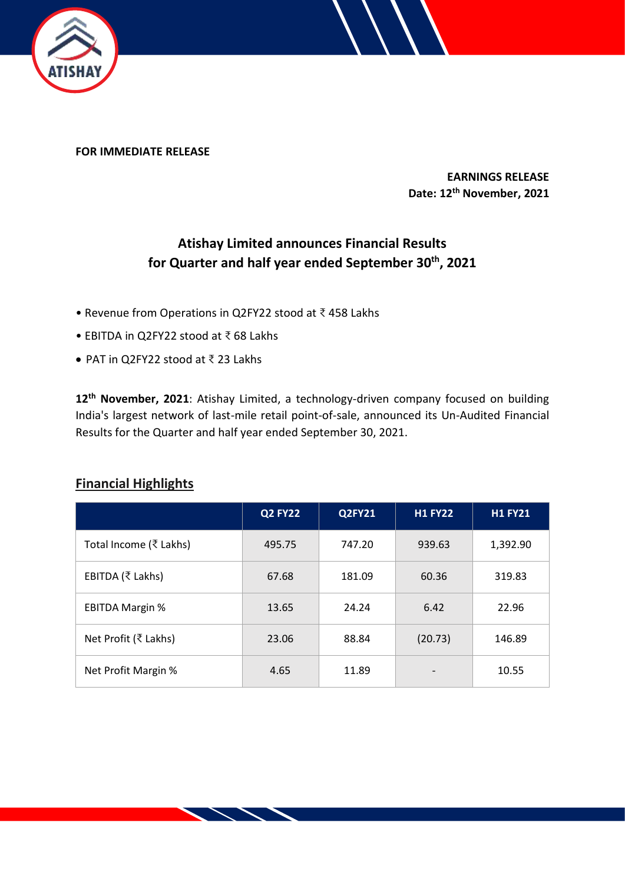**FOR IMMEDIATE RELEASE**

**EARNINGS RELEASE**
**Date: 12th November, 2021**

## Atishay Limited announces Financial Results for Quarter and half year ended September 30th, 2021

- Revenue from Operations in Q2FY22 stood at ₹ 458 Lakhs
- EBITDA in Q2FY22 stood at ₹ 68 Lakhs
- PAT in Q2FY22 stood at ₹ 23 Lakhs

**12th November, 2021**: Atishay Limited, a technology-driven company focused on building India's largest network of last-mile retail point-of-sale, announced its Un-Audited Financial Results for the Quarter and half year ended September 30, 2021.

## Financial Highlights

| | Q2 FY22 | Q2FY21 | H1 FY22 | H1 FY21 |
|---|---|---|---|---|
| Total Income (₹ Lakhs) | 495.75 | 747.20 | 939.63 | 1,392.90 |
| EBITDA (₹ Lakhs) | 67.68 | 181.09 | 60.36 | 319.83 |
| EBITDA Margin % | 13.65 | 24.24 | 6.42 | 22.96 |
| Net Profit (₹ Lakhs) | 23.06 | 88.84 | (20.73) | 146.89 |
| Net Profit Margin % | 4.65 | 11.89 | - | 10.55 |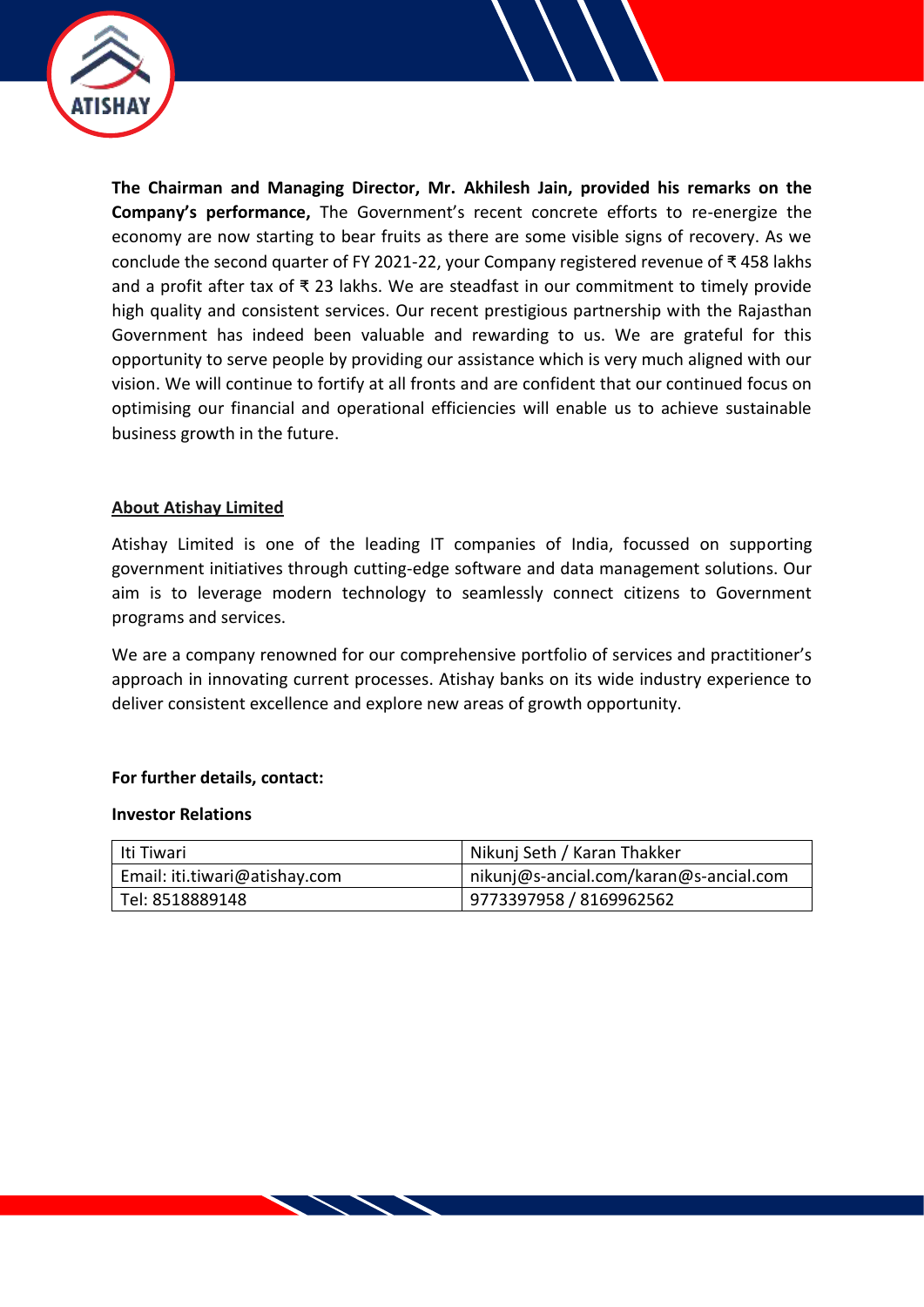**The Chairman and Managing Director, Mr. Akhilesh Jain, provided his remarks on the Company's performance,** The Government's recent concrete efforts to re-energize the economy are now starting to bear fruits as there are some visible signs of recovery. As we conclude the second quarter of FY 2021-22, your Company registered revenue of ₹ 458 lakhs and a profit after tax of ₹ 23 lakhs. We are steadfast in our commitment to timely provide high quality and consistent services. Our recent prestigious partnership with the Rajasthan Government has indeed been valuable and rewarding to us. We are grateful for this opportunity to serve people by providing our assistance which is very much aligned with our vision. We will continue to fortify at all fronts and are confident that our continued focus on optimising our financial and operational efficiencies will enable us to achieve sustainable business growth in the future.

## About Atishay Limited

Atishay Limited is one of the leading IT companies of India, focussed on supporting government initiatives through cutting-edge software and data management solutions. Our aim is to leverage modern technology to seamlessly connect citizens to Government programs and services.

We are a company renowned for our comprehensive portfolio of services and practitioner's approach in innovating current processes. Atishay banks on its wide industry experience to deliver consistent excellence and explore new areas of growth opportunity.

**For further details, contact:**

**Investor Relations**

| | |
|---|---|
| Iti Tiwari | Nikunj Seth / Karan Thakker |
| Email: iti.tiwari@atishay.com | nikunj@s-ancial.com/karan@s-ancial.com |
| Tel: 8518889148 | 9773397958 / 8169962562 |